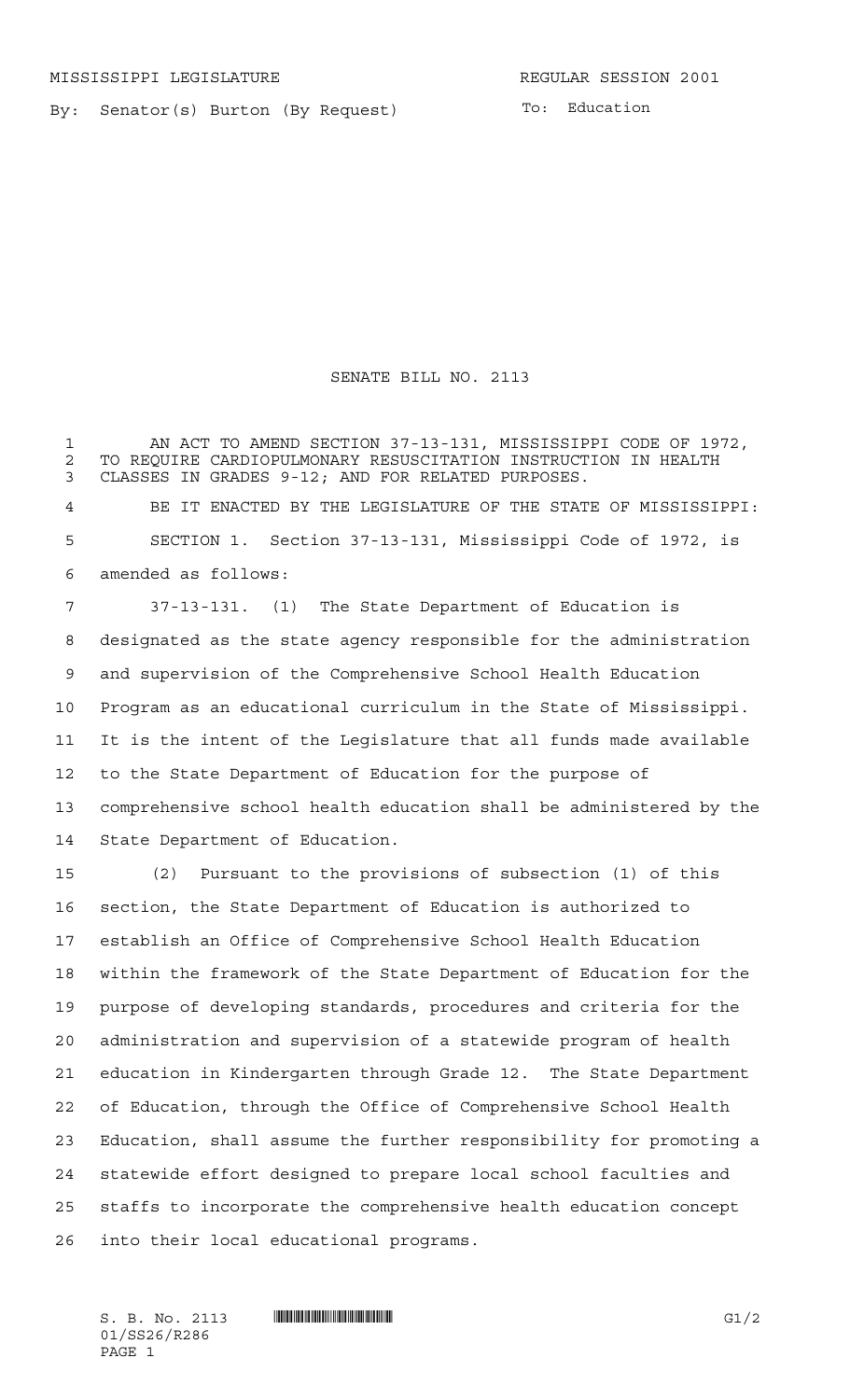MISSISSIPPI LEGISLATURE REGULAR SESSION 2001

By: Senator(s) Burton (By Request)

To: Education

# SENATE BILL NO. 2113

AN ACT TO AMEND SECTION 37-13-131, MISSISSIPPI CODE OF 1972, TO REQUIRE CARDIOPULMONARY RESUSCITATION INSTRUCTION IN HEALTH CLASSES IN GRADES 9-12; AND FOR RELATED PURPOSES.

BE IT ENACTED BY THE LEGISLATURE OF THE STATE OF MISSISSIPPI:

SECTION 1. Section 37-13-131, Mississippi Code of 1972, is amended as follows:

37-13-131. (1) The State Department of Education is designated as the state agency responsible for the administration and supervision of the Comprehensive School Health Education Program as an educational curriculum in the State of Mississippi. It is the intent of the Legislature that all funds made available to the State Department of Education for the purpose of comprehensive school health education shall be administered by the State Department of Education.

(2) Pursuant to the provisions of subsection (1) of this section, the State Department of Education is authorized to establish an Office of Comprehensive School Health Education within the framework of the State Department of Education for the purpose of developing standards, procedures and criteria for the administration and supervision of a statewide program of health education in Kindergarten through Grade 12. The State Department of Education, through the Office of Comprehensive School Health Education, shall assume the further responsibility for promoting a statewide effort designed to prepare local school faculties and staffs to incorporate the comprehensive health education concept into their local educational programs.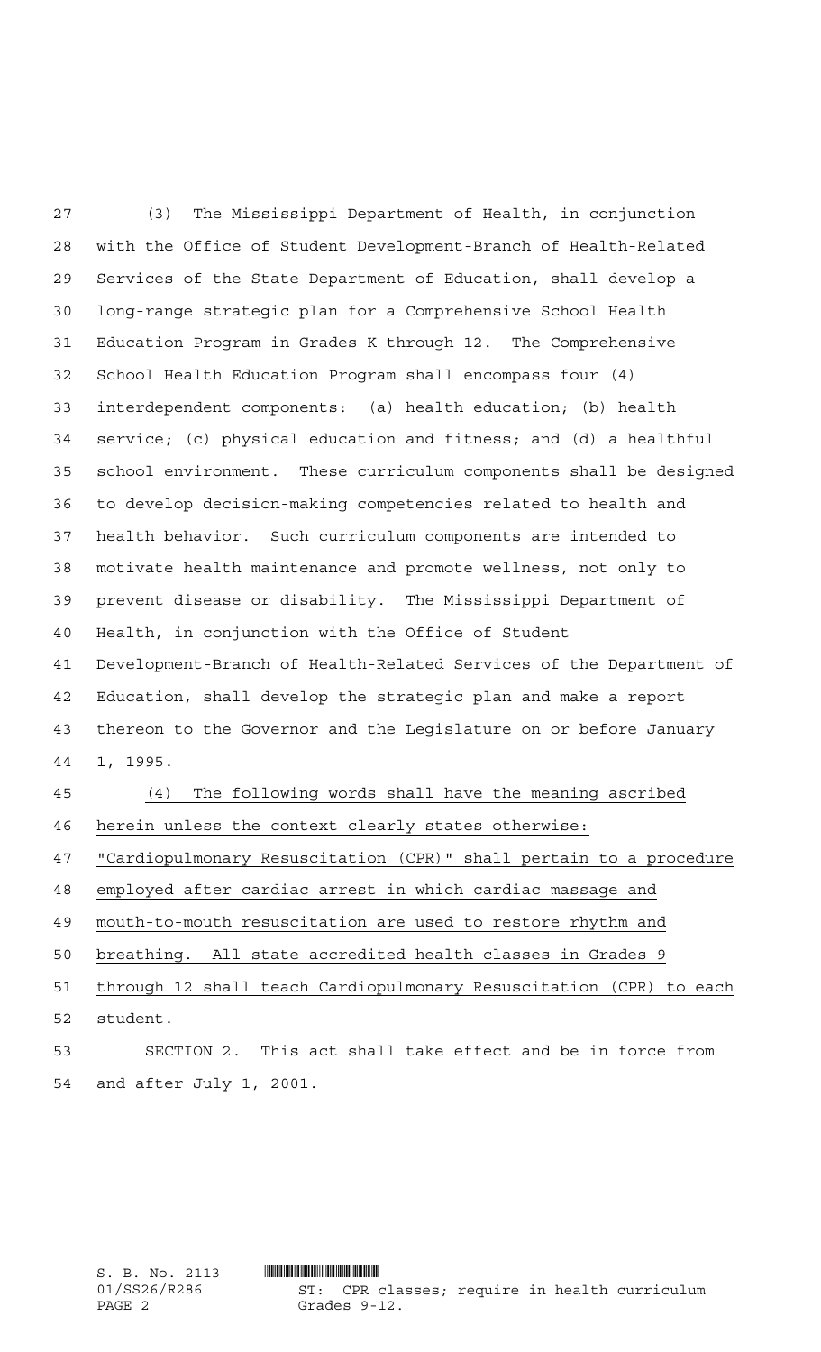(3) The Mississippi Department of Health, in conjunction with the Office of Student Development-Branch of Health-Related Services of the State Department of Education, shall develop a long-range strategic plan for a Comprehensive School Health Education Program in Grades K through 12. The Comprehensive School Health Education Program shall encompass four (4) interdependent components: (a) health education; (b) health service; (c) physical education and fitness; and (d) a healthful school environment. These curriculum components shall be designed to develop decision-making competencies related to health and health behavior. Such curriculum components are intended to motivate health maintenance and promote wellness, not only to prevent disease or disability. The Mississippi Department of Health, in conjunction with the Office of Student Development-Branch of Health-Related Services of the Department of Education, shall develop the strategic plan and make a report thereon to the Governor and the Legislature on or before January 1, 1995.

(4) The following words shall have the meaning ascribed herein unless the context clearly states otherwise:

"Cardiopulmonary Resuscitation (CPR)" shall pertain to a procedure employed after cardiac arrest in which cardiac massage and mouth-to-mouth resuscitation are used to restore rhythm and breathing. All state accredited health classes in Grades 9 through 12 shall teach Cardiopulmonary Resuscitation (CPR) to each student.

SECTION 2. This act shall take effect and be in force from and after July 1, 2001.

S. B. No. 2113
01/SS26/R286
ST: CPR classes; require in health curriculum Grades 9-12.